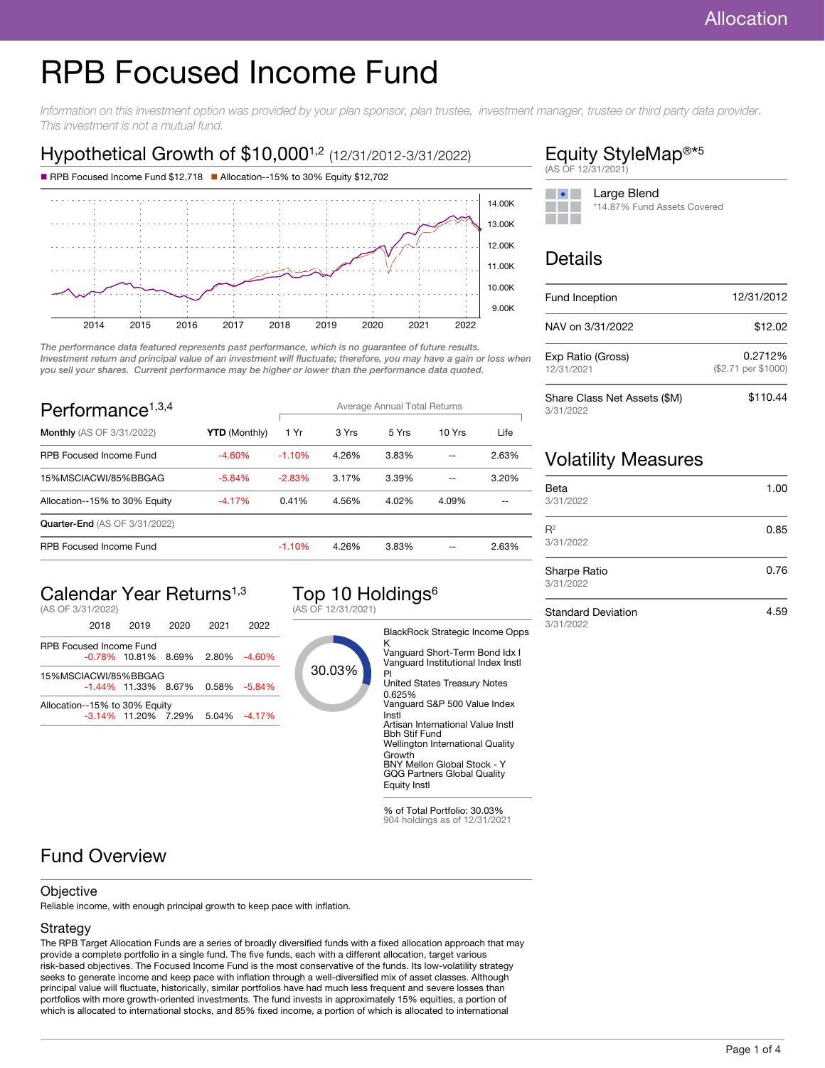# RPB Focused Income Fund

*Information on this investment option was provided by your plan sponsor, plan trustee, investment manager, trustee or third party data provider. This investment is not a mutual fund.*

## Hypothetical Growth of $10,000[1,2] (12/31/2012-3/31/2022)

- RPB Focused Income Fund $12,718
- Allocation--15% to 30% Equity $12,702

*The performance data featured represents past performance, which is no guarantee of future results. Investment return and principal value of an investment will fluctuate; therefore, you may have a gain or loss when you sell your shares. Current performance may be higher or lower than the performance data quoted.*

## Performance[1,3,4]

| **Monthly** (AS OF 3/31/2022) | **YTD** (Monthly) | 1 Yr | 3 Yrs | 5 Yrs | 10 Yrs | Life |
|---|---|---|---|---|---|---|
| | | Average Annual Total Returns | | | | |
| RPB Focused Income Fund | -4.60% | -1.10% | 4.26% | 3.83% | -- | 2.63% |
| 15%MSCIACWI/85%BBGAG | -5.84% | -2.83% | 3.17% | 3.39% | -- | 3.20% |
| Allocation--15% to 30% Equity | -4.17% | 0.41% | 4.56% | 4.02% | 4.09% | -- |
| **Quarter-End** (AS OF 3/31/2022) | | | | | | |
| RPB Focused Income Fund | | -1.10% | 4.26% | 3.83% | -- | 2.63% |

## Calendar Year Returns[1,3]

(AS OF 3/31/2022)

| | 2018 | 2019 | 2020 | 2021 | 2022 |
|---|---|---|---|---|---|
| RPB Focused Income Fund | -0.78% | 10.81% | 8.69% | 2.80% | -4.60% |
| 15%MSCIACWI/85%BBGAG | -1.44% | 11.33% | 8.67% | 0.58% | -5.84% |
| Allocation--15% to 30% Equity | -3.14% | 11.20% | 7.29% | 5.04% | -4.17% |

## Top 10 Holdings[6]

(AS OF 12/31/2021)

30.03%

- BlackRock Strategic Income Opps K
- Vanguard Short-Term Bond Idx I
- Vanguard Institutional Index Instl Pl
- United States Treasury Notes 0.625%
- Vanguard S&P 500 Value Index Instl
- Artisan International Value Instl
- Bbh Stif Fund
- Wellington International Quality Growth
- BNY Mellon Global Stock - Y
- GQG Partners Global Quality Equity Instl

% of Total Portfolio: 30.03%
904 holdings as of 12/31/2021

## Equity StyleMap®*[5]

(AS OF 12/31/2021)

Large Blend
*14.87% Fund Assets Covered

## Details

| | |
|---|---|
| Fund Inception | 12/31/2012 |
| NAV on 3/31/2022 | $12.02 |
| Exp Ratio (Gross) 12/31/2021 | 0.2712% ($2.71 per $1000) |
| Share Class Net Assets ($M) 3/31/2022 | $110.44 |

## Volatility Measures

| | |
|---|---|
| Beta 3/31/2022 | 1.00 |
| $R^2$ 3/31/2022 | 0.85 |
| Sharpe Ratio 3/31/2022 | 0.76 |
| Standard Deviation 3/31/2022 | 4.59 |

## Fund Overview

### Objective

Reliable income, with enough principal growth to keep pace with inflation.

### Strategy

The RPB Target Allocation Funds are a series of broadly diversified funds with a fixed allocation approach that may provide a complete portfolio in a single fund. The five funds, each with a different allocation, target various risk-based objectives. The Focused Income Fund is the most conservative of the funds. Its low-volatility strategy seeks to generate income and keep pace with inflation through a well-diversified mix of asset classes. Although principal value will fluctuate, historically, similar portfolios have had much less frequent and severe losses than portfolios with more growth-oriented investments. The fund invests in approximately 15% equities, a portion of which is allocated to international stocks, and 85% fixed income, a portion of which is allocated to international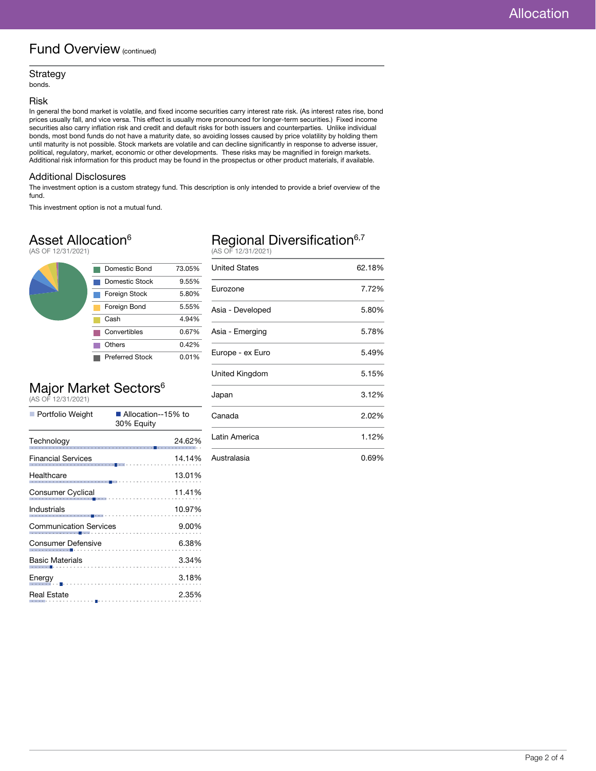## Fund Overview (continued)

### Strategy

bonds.

### Risk

In general the bond market is volatile, and fixed income securities carry interest rate risk. (As interest rates rise, bond prices usually fall, and vice versa. This effect is usually more pronounced for longer-term securities.) Fixed income securities also carry inflation risk and credit and default risks for both issuers and counterparties. Unlike individual bonds, most bond funds do not have a maturity date, so avoiding losses caused by price volatility by holding them until maturity is not possible. Stock markets are volatile and can decline significantly in response to adverse issuer, political, regulatory, market, economic or other developments. These risks may be magnified in foreign markets. Additional risk information for this product may be found in the prospectus or other product materials, if available.

### Additional Disclosures

The investment option is a custom strategy fund. This description is only intended to provide a brief overview of the fund.

This investment option is not a mutual fund.

## Asset Allocation[6]

(AS OF 12/31/2021)

| Asset | % |
|---|---|
| Domestic Bond | 73.05% |
| Domestic Stock | 9.55% |
| Foreign Stock | 5.80% |
| Foreign Bond | 5.55% |
| Cash | 4.94% |
| Convertibles | 0.67% |
| Others | 0.42% |
| Preferred Stock | 0.01% |

## Major Market Sectors[6]

(AS OF 12/31/2021)

Portfolio Weight | Allocation--15% to 30% Equity

| Sector | Portfolio Weight |
|---|---|
| Technology | 24.62% |
| Financial Services | 14.14% |
| Healthcare | 13.01% |
| Consumer Cyclical | 11.41% |
| Industrials | 10.97% |
| Communication Services | 9.00% |
| Consumer Defensive | 6.38% |
| Basic Materials | 3.34% |
| Energy | 3.18% |
| Real Estate | 2.35% |

## Regional Diversification[6,7]

(AS OF 12/31/2021)

| Region | % |
|---|---|
| United States | 62.18% |
| Eurozone | 7.72% |
| Asia - Developed | 5.80% |
| Asia - Emerging | 5.78% |
| Europe - ex Euro | 5.49% |
| United Kingdom | 5.15% |
| Japan | 3.12% |
| Canada | 2.02% |
| Latin America | 1.12% |
| Australasia | 0.69% |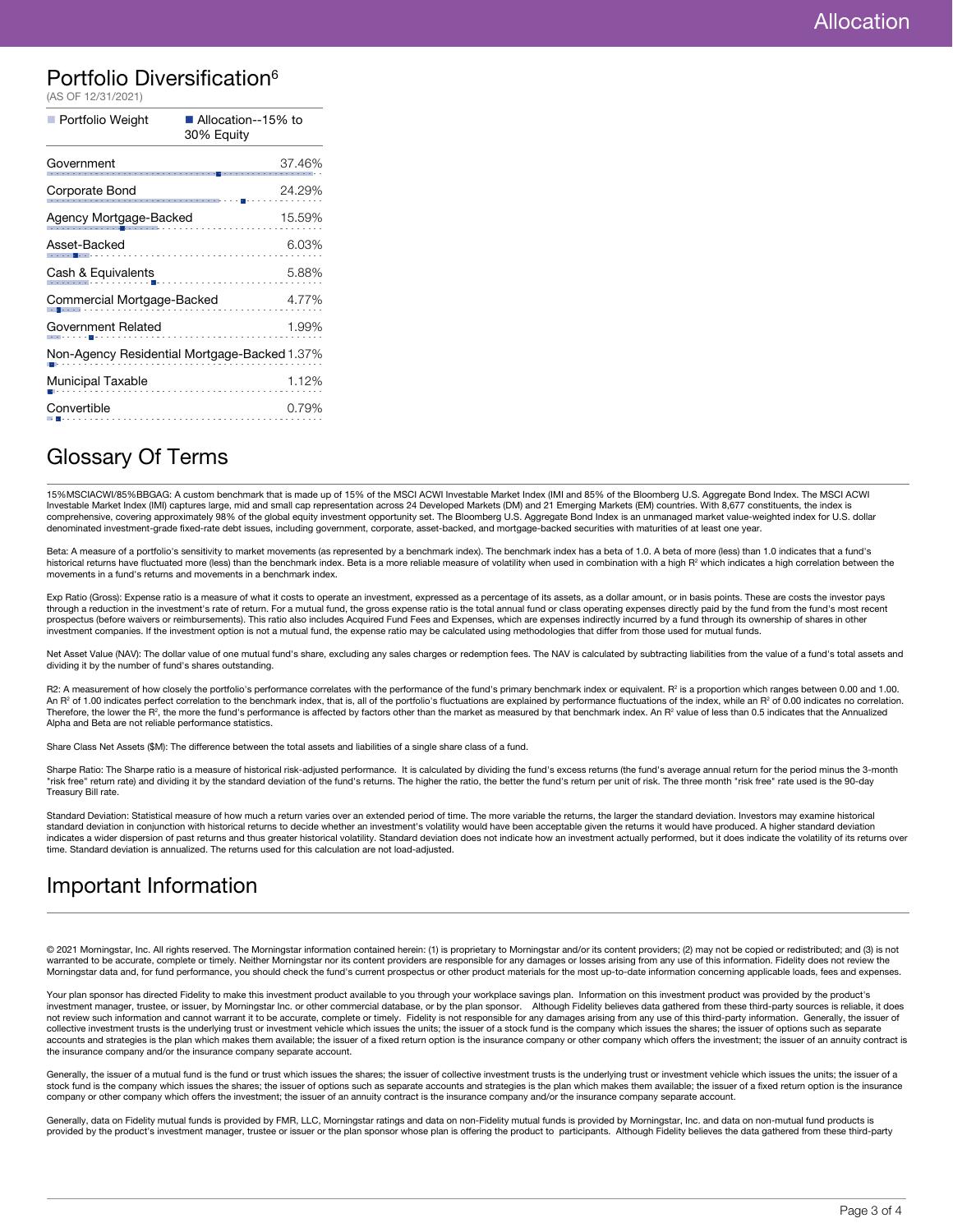## Portfolio Diversification[6]

(AS OF 12/31/2021)

| Portfolio Weight | Allocation--15% to 30% Equity |
|---|---|
| Government | 37.46% |
| Corporate Bond | 24.29% |
| Agency Mortgage-Backed | 15.59% |
| Asset-Backed | 6.03% |
| Cash & Equivalents | 5.88% |
| Commercial Mortgage-Backed | 4.77% |
| Government Related | 1.99% |
| Non-Agency Residential Mortgage-Backed | 1.37% |
| Municipal Taxable | 1.12% |
| Convertible | 0.79% |

## Glossary Of Terms

15%MSCIACWI/85%BBGAG: A custom benchmark that is made up of 15% of the MSCI ACWI Investable Market Index (IMI and 85% of the Bloomberg U.S. Aggregate Bond Index. The MSCI ACWI Investable Market Index (IMI) captures large, mid and small cap representation across 24 Developed Markets (DM) and 21 Emerging Markets (EM) countries. With 8,677 constituents, the index is comprehensive, covering approximately 98% of the global equity investment opportunity set. The Bloomberg U.S. Aggregate Bond Index is an unmanaged market value-weighted index for U.S. dollar denominated investment-grade fixed-rate debt issues, including government, corporate, asset-backed, and mortgage-backed securities with maturities of at least one year.

Beta: A measure of a portfolio's sensitivity to market movements (as represented by a benchmark index). The benchmark index has a beta of 1.0. A beta of more (less) than 1.0 indicates that a fund's historical returns have fluctuated more (less) than the benchmark index. Beta is a more reliable measure of volatility when used in combination with a high $R^2$ which indicates a high correlation between the movements in a fund's returns and movements in a benchmark index.

Exp Ratio (Gross): Expense ratio is a measure of what it costs to operate an investment, expressed as a percentage of its assets, as a dollar amount, or in basis points. These are costs the investor pays through a reduction in the investment's rate of return. For a mutual fund, the gross expense ratio is the total annual fund or class operating expenses directly paid by the fund from the fund's most recent prospectus (before waivers or reimbursements). This ratio also includes Acquired Fund Fees and Expenses, which are expenses indirectly incurred by a fund through its ownership of shares in other investment companies. If the investment option is not a mutual fund, the expense ratio may be calculated using methodologies that differ from those used for mutual funds.

Net Asset Value (NAV): The dollar value of one mutual fund's share, excluding any sales charges or redemption fees. The NAV is calculated by subtracting liabilities from the value of a fund's total assets and dividing it by the number of fund's shares outstanding.

R2: A measurement of how closely the portfolio's performance correlates with the performance of the fund's primary benchmark index or equivalent. $R^2$ is a proportion which ranges between 0.00 and 1.00. An $R^2$ of 1.00 indicates perfect correlation to the benchmark index, that is, all of the portfolio's fluctuations are explained by performance fluctuations of the index, while an $R^2$ of 0.00 indicates no correlation. Therefore, the lower the $R^2$, the more the fund's performance is affected by factors other than the market as measured by that benchmark index. An $R^2$ value of less than 0.5 indicates that the Annualized Alpha and Beta are not reliable performance statistics.

Share Class Net Assets ($M): The difference between the total assets and liabilities of a single share class of a fund.

Sharpe Ratio: The Sharpe ratio is a measure of historical risk-adjusted performance. It is calculated by dividing the fund's excess returns (the fund's average annual return for the period minus the 3-month "risk free" return rate) and dividing it by the standard deviation of the fund's returns. The higher the ratio, the better the fund's return per unit of risk. The three month "risk free" rate used is the 90-day Treasury Bill rate.

Standard Deviation: Statistical measure of how much a return varies over an extended period of time. The more variable the returns, the larger the standard deviation. Investors may examine historical standard deviation in conjunction with historical returns to decide whether an investment's volatility would have been acceptable given the returns it would have produced. A higher standard deviation indicates a wider dispersion of past returns and thus greater historical volatility. Standard deviation does not indicate how an investment actually performed, but it does indicate the volatility of its returns over time. Standard deviation is annualized. The returns used for this calculation are not load-adjusted.

## Important Information

© 2021 Morningstar, Inc. All rights reserved. The Morningstar information contained herein: (1) is proprietary to Morningstar and/or its content providers; (2) may not be copied or redistributed; and (3) is not warranted to be accurate, complete or timely. Neither Morningstar nor its content providers are responsible for any damages or losses arising from any use of this information. Fidelity does not review the Morningstar data and, for fund performance, you should check the fund's current prospectus or other product materials for the most up-to-date information concerning applicable loads, fees and expenses.

Your plan sponsor has directed Fidelity to make this investment product available to you through your workplace savings plan. Information on this investment product was provided by the product's investment manager, trustee, or issuer, by Morningstar Inc. or other commercial database, or by the plan sponsor. Although Fidelity believes data gathered from these third-party sources is reliable, it does not review such information and cannot warrant it to be accurate, complete or timely. Fidelity is not responsible for any damages arising from any use of this third-party information. Generally, the issuer of collective investment trusts is the underlying trust or investment vehicle which issues the units; the issuer of a stock fund is the company which issues the shares; the issuer of options such as separate accounts and strategies is the plan which makes them available; the issuer of a fixed return option is the insurance company or other company which offers the investment; the issuer of an annuity contract is the insurance company and/or the insurance company separate account.

Generally, the issuer of a mutual fund is the fund or trust which issues the shares; the issuer of collective investment trusts is the underlying trust or investment vehicle which issues the units; the issuer of a stock fund is the company which issues the shares; the issuer of options such as separate accounts and strategies is the plan which makes them available; the issuer of a fixed return option is the insurance company or other company which offers the investment; the issuer of an annuity contract is the insurance company and/or the insurance company separate account.

Generally, data on Fidelity mutual funds is provided by FMR, LLC, Morningstar ratings and data on non-Fidelity mutual funds is provided by Morningstar, Inc. and data on non-mutual fund products is provided by the product's investment manager, trustee or issuer or the plan sponsor whose plan is offering the product to participants. Although Fidelity believes the data gathered from these third-party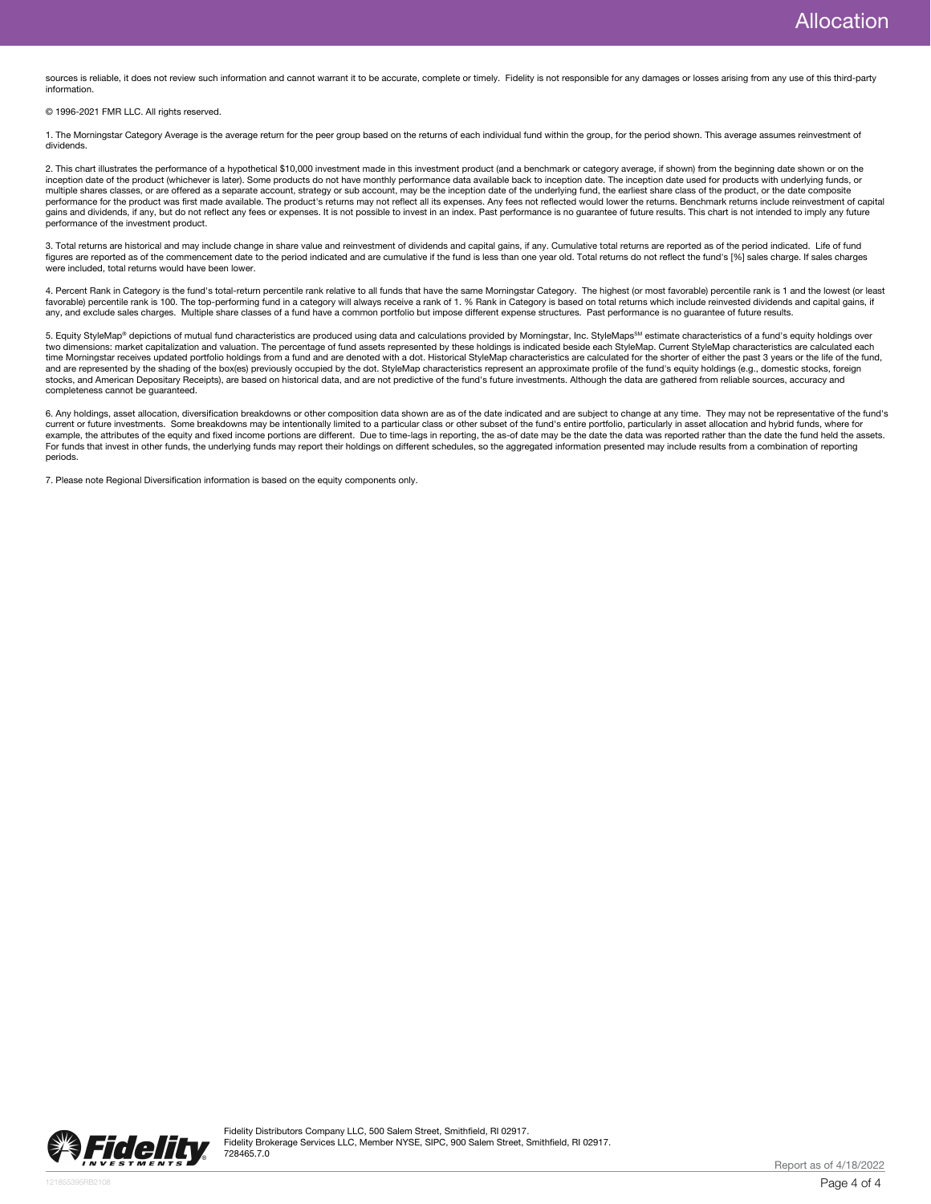sources is reliable, it does not review such information and cannot warrant it to be accurate, complete or timely. Fidelity is not responsible for any damages or losses arising from any use of this third-party information.

© 1996-2021 FMR LLC. All rights reserved.

1. The Morningstar Category Average is the average return for the peer group based on the returns of each individual fund within the group, for the period shown. This average assumes reinvestment of dividends.

2. This chart illustrates the performance of a hypothetical $10,000 investment made in this investment product (and a benchmark or category average, if shown) from the beginning date shown or on the inception date of the product (whichever is later). Some products do not have monthly performance data available back to inception date. The inception date used for products with underlying funds, or multiple shares classes, or are offered as a separate account, strategy or sub account, may be the inception date of the underlying fund, the earliest share class of the product, or the date composite performance for the product was first made available. The product's returns may not reflect all its expenses. Any fees not reflected would lower the returns. Benchmark returns include reinvestment of capital gains and dividends, if any, but do not reflect any fees or expenses. It is not possible to invest in an index. Past performance is no guarantee of future results. This chart is not intended to imply any future performance of the investment product.

3. Total returns are historical and may include change in share value and reinvestment of dividends and capital gains, if any. Cumulative total returns are reported as of the period indicated. Life of fund figures are reported as of the commencement date to the period indicated and are cumulative if the fund is less than one year old. Total returns do not reflect the fund's [%] sales charge. If sales charges were included, total returns would have been lower.

4. Percent Rank in Category is the fund's total-return percentile rank relative to all funds that have the same Morningstar Category. The highest (or most favorable) percentile rank is 1 and the lowest (or least favorable) percentile rank is 100. The top-performing fund in a category will always receive a rank of 1. % Rank in Category is based on total returns which include reinvested dividends and capital gains, if any, and exclude sales charges. Multiple share classes of a fund have a common portfolio but impose different expense structures. Past performance is no guarantee of future results.

5. Equity StyleMap® depictions of mutual fund characteristics are produced using data and calculations provided by Morningstar, Inc. StyleMaps℠ estimate characteristics of a fund's equity holdings over two dimensions: market capitalization and valuation. The percentage of fund assets represented by these holdings is indicated beside each StyleMap. Current StyleMap characteristics are calculated each time Morningstar receives updated portfolio holdings from a fund and are denoted with a dot. Historical StyleMap characteristics are calculated for the shorter of either the past 3 years or the life of the fund, and are represented by the shading of the box(es) previously occupied by the dot. StyleMap characteristics represent an approximate profile of the fund's equity holdings (e.g., domestic stocks, foreign stocks, and American Depositary Receipts), are based on historical data, and are not predictive of the fund's future investments. Although the data are gathered from reliable sources, accuracy and completeness cannot be guaranteed.

6. Any holdings, asset allocation, diversification breakdowns or other composition data shown are as of the date indicated and are subject to change at any time. They may not be representative of the fund's current or future investments. Some breakdowns may be intentionally limited to a particular class or other subset of the fund's entire portfolio, particularly in asset allocation and hybrid funds, where for example, the attributes of the equity and fixed income portions are different. Due to time-lags in reporting, the as-of date may be the date the data was reported rather than the date the fund held the assets. For funds that invest in other funds, the underlying funds may report their holdings on different schedules, so the aggregated information presented may include results from a combination of reporting periods.

7. Please note Regional Diversification information is based on the equity components only.

Fidelity Distributors Company LLC, 500 Salem Street, Smithfield, RI 02917.
Fidelity Brokerage Services LLC, Member NYSE, SIPC, 900 Salem Street, Smithfield, RI 02917.
728465.7.0